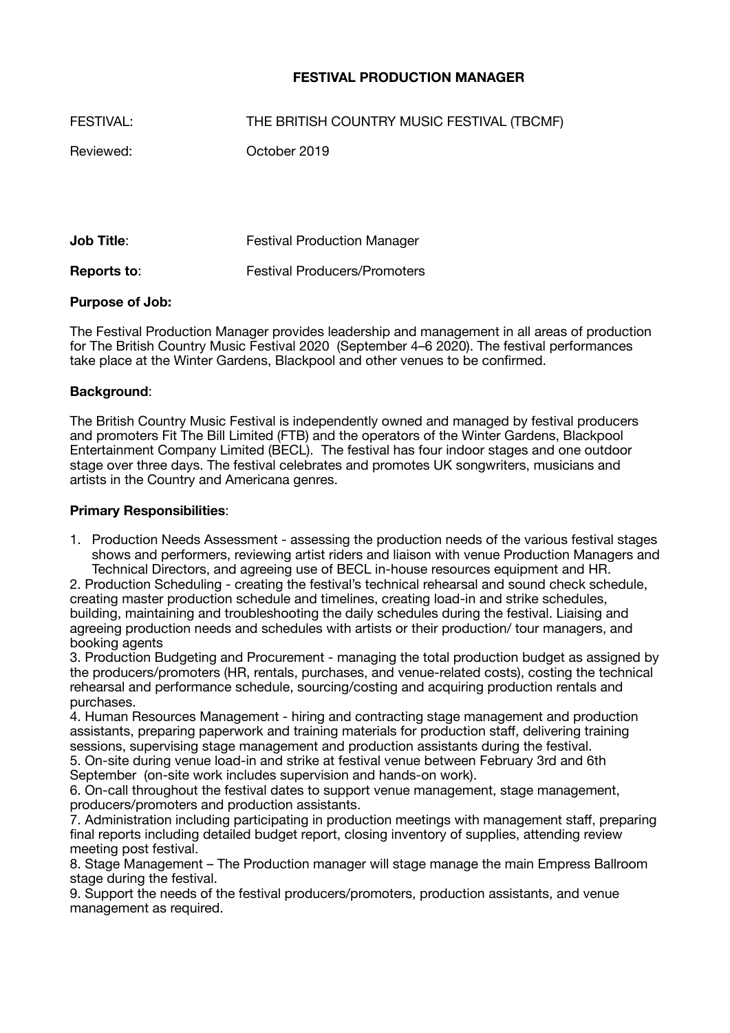# FESTIVAL PRODUCTION MANAGER

FESTIVAL: THE BRITISH COUNTRY MUSIC FESTIVAL (TBCMF)

Reviewed: October 2019

**Job Title**: Festival Production Manager

**Reports to**: Festival Producers/Promoters

**Purpose of Job:**

The Festival Production Manager provides leadership and management in all areas of production for The British Country Music Festival 2020 (September 4–6 2020). The festival performances take place at the Winter Gardens, Blackpool and other venues to be confirmed.

**Background**:

The British Country Music Festival is independently owned and managed by festival producers and promoters Fit The Bill Limited (FTB) and the operators of the Winter Gardens, Blackpool Entertainment Company Limited (BECL). The festival has four indoor stages and one outdoor stage over three days. The festival celebrates and promotes UK songwriters, musicians and artists in the Country and Americana genres.

**Primary Responsibilities**:

1. Production Needs Assessment - assessing the production needs of the various festival stages shows and performers, reviewing artist riders and liaison with venue Production Managers and Technical Directors, and agreeing use of BECL in-house resources equipment and HR.
2. Production Scheduling - creating the festival's technical rehearsal and sound check schedule, creating master production schedule and timelines, creating load-in and strike schedules, building, maintaining and troubleshooting the daily schedules during the festival. Liaising and agreeing production needs and schedules with artists or their production/ tour managers, and booking agents
3. Production Budgeting and Procurement - managing the total production budget as assigned by the producers/promoters (HR, rentals, purchases, and venue-related costs), costing the technical rehearsal and performance schedule, sourcing/costing and acquiring production rentals and purchases.
4. Human Resources Management - hiring and contracting stage management and production assistants, preparing paperwork and training materials for production staff, delivering training sessions, supervising stage management and production assistants during the festival.
5. On-site during venue load-in and strike at festival venue between February 3rd and 6th September (on-site work includes supervision and hands-on work).
6. On-call throughout the festival dates to support venue management, stage management, producers/promoters and production assistants.
7. Administration including participating in production meetings with management staff, preparing final reports including detailed budget report, closing inventory of supplies, attending review meeting post festival.
8. Stage Management – The Production manager will stage manage the main Empress Ballroom stage during the festival.
9. Support the needs of the festival producers/promoters, production assistants, and venue management as required.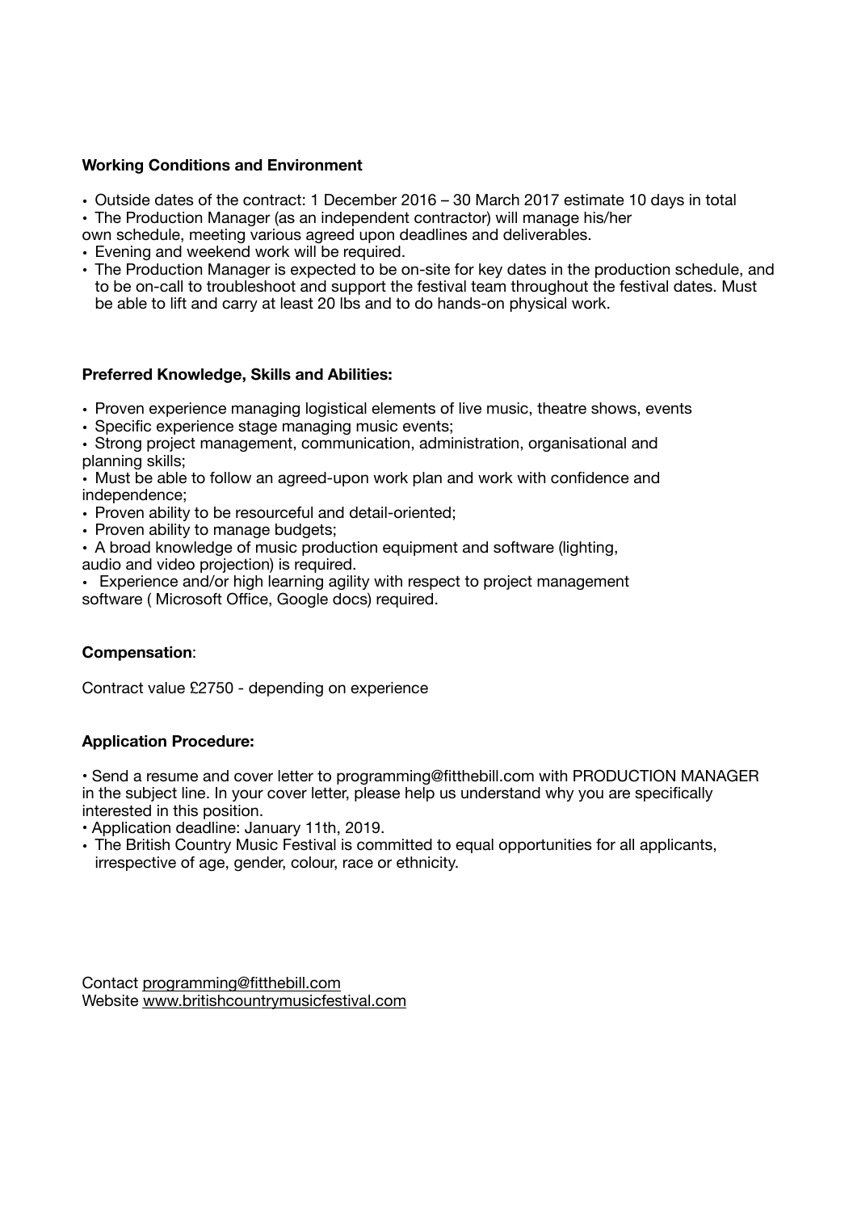**Working Conditions and Environment**

- Outside dates of the contract: 1 December 2016 – 30 March 2017 estimate 10 days in total
- The Production Manager (as an independent contractor) will manage his/her own schedule, meeting various agreed upon deadlines and deliverables.
- Evening and weekend work will be required.
- The Production Manager is expected to be on-site for key dates in the production schedule, and to be on-call to troubleshoot and support the festival team throughout the festival dates. Must be able to lift and carry at least 20 lbs and to do hands-on physical work.

**Preferred Knowledge, Skills and Abilities:**

- Proven experience managing logistical elements of live music, theatre shows, events
- Specific experience stage managing music events;
- Strong project management, communication, administration, organisational and planning skills;
- Must be able to follow an agreed-upon work plan and work with confidence and independence;
- Proven ability to be resourceful and detail-oriented;
- Proven ability to manage budgets;
- A broad knowledge of music production equipment and software (lighting, audio and video projection) is required.
- Experience and/or high learning agility with respect to project management software ( Microsoft Office, Google docs) required.

**Compensation**:

Contract value £2750 - depending on experience

**Application Procedure:**

- Send a resume and cover letter to programming@fitthebill.com with PRODUCTION MANAGER in the subject line. In your cover letter, please help us understand why you are specifically interested in this position.
- Application deadline: January 11th, 2019.
- The British Country Music Festival is committed to equal opportunities for all applicants, irrespective of age, gender, colour, race or ethnicity.

Contact programming@fitthebill.com
Website www.britishcountrymusicfestival.com